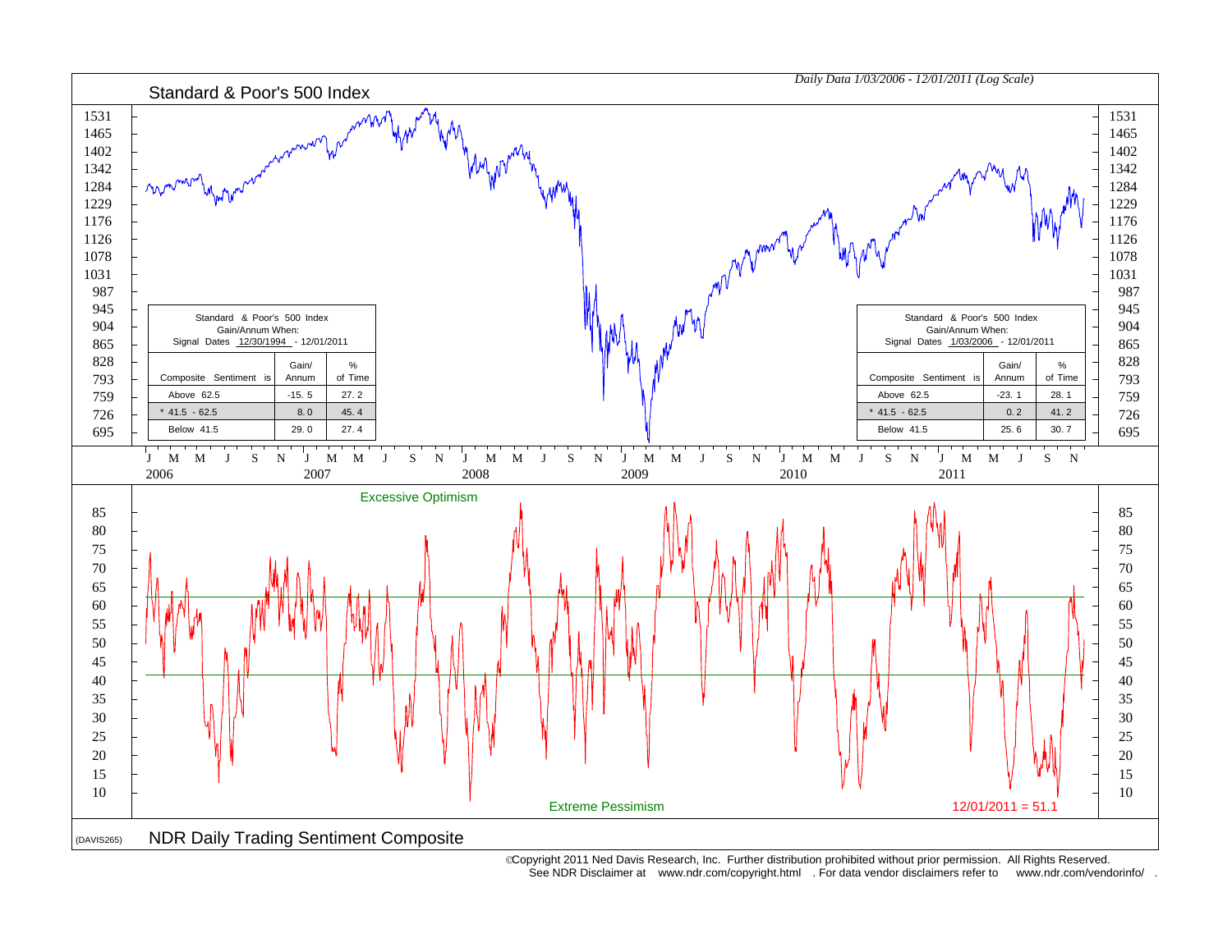# Standard & Poor's 500 Index

*Daily Data 1/03/2006 - 12/01/2011 (Log Scale)*

**Standard & Poor's 500 Index Gain/Annum When:**
Signal Dates 12/30/1994 - 12/01/2011

| Composite Sentiment is | Gain/ Annum | % of Time |
|---|---|---|
| Above 62.5 | -15.5 | 27.2 |
| * 41.5 - 62.5 | 8.0 | 45.4 |
| Below 41.5 | 29.0 | 27.4 |

**Standard & Poor's 500 Index Gain/Annum When:**
Signal Dates 1/03/2006 - 12/01/2011

| Composite Sentiment is | Gain/ Annum | % of Time |
|---|---|---|
| Above 62.5 | -23.1 | 28.1 |
| * 41.5 - 62.5 | 0.2 | 41.2 |
| Below 41.5 | 25.6 | 30.7 |

Excessive Optimism

Extreme Pessimism

12/01/2011 = 51.1

(DAVIS265)

## NDR Daily Trading Sentiment Composite

©Copyright 2011 Ned Davis Research, Inc. Further distribution prohibited without prior permission. All Rights Reserved.
See NDR Disclaimer at www.ndr.com/copyright.html . For data vendor disclaimers refer to www.ndr.com/vendorinfo/ .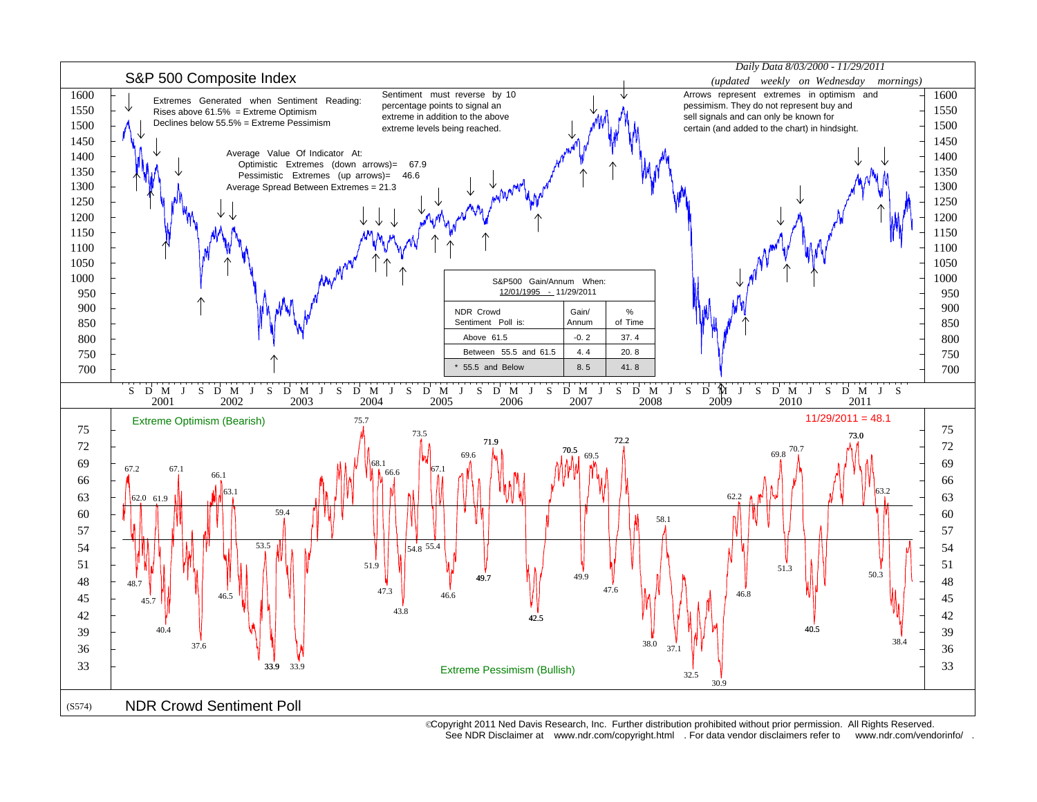Daily Data 8/03/2000 - 11/29/2011
(updated weekly on Wednesday mornings)

## S&P 500 Composite Index

Extremes Generated when Sentiment Reading:
Rises above 61.5% = Extreme Optimism
Declines below 55.5% = Extreme Pessimism

Sentiment must reverse by 10 percentage points to signal an extreme in addition to the above extreme levels being reached.

Arrows represent extremes in optimism and pessimism. They do not represent buy and sell signals and can only be known for certain (and added to the chart) in hindsight.

Average Value Of Indicator At:
Optimistic Extremes (down arrows)= 67.9
Pessimistic Extremes (up arrows)= 46.6
Average Spread Between Extremes = 21.3

S&P500 Gain/Annum When:
12/01/1995 - 11/29/2011

| NDR Crowd Sentiment Poll is: | Gain/ Annum | % of Time |
|---|---|---|
| Above 61.5 | -0.2 | 37.4 |
| Between 55.5 and 61.5 | 4.4 | 20.8 |
| * 55.5 and Below | 8.5 | 41.8 |

1600 1550 1500 1450 1400 1350 1300 1250 1200 1150 1100 1050 1000 950 900 850 800 750 700

S D M J S D M J S D M J S D M J S D M J S D M J S D M J S D M J S D M J S D M J S D M J S

2001 2002 2003 2004 2005 2006 2007 2008 2009 2010 2011

Extreme Optimism (Bearish)

11/29/2011 = 48.1

75 72 69 66 63 60 57 54 51 48 45 42 39 36 33

67.2 62.0 61.9 48.7 45.7 40.4 67.1 37.6 66.1 63.1 46.5 53.5 59.4 33.9 33.9 75.7 68.1 66.6 51.9 47.3 43.8 73.5 67.1 54.8 55.4 46.6 69.6 71.9 49.7 42.5 70.5 69.5 49.9 47.6 72.2 58.1 38.0 37.1 32.5 30.9 62.2 46.8 69.8 70.7 51.3 40.5 73.0 63.2 50.3 38.4

Extreme Pessimism (Bullish)

(S574)

## NDR Crowd Sentiment Poll

©Copyright 2011 Ned Davis Research, Inc. Further distribution prohibited without prior permission. All Rights Reserved.
See NDR Disclaimer at www.ndr.com/copyright.html . For data vendor disclaimers refer to www.ndr.com/vendorinfo/ .